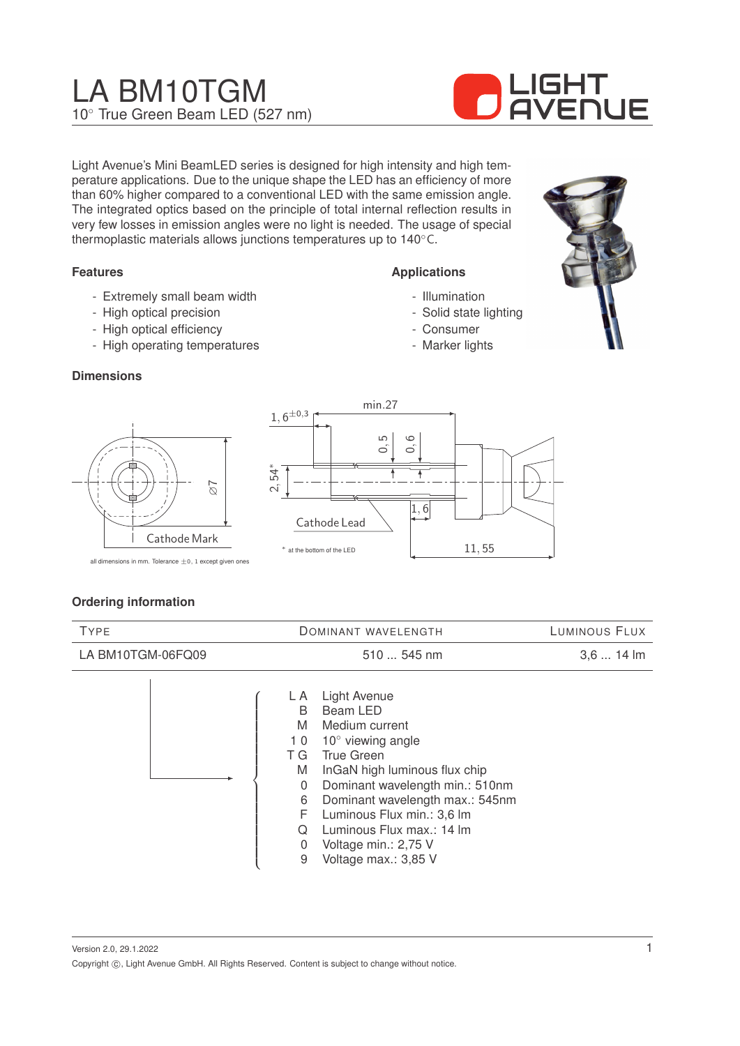# LA BM10TGM

10° True Green Beam LED (527 nm)

Light Avenue's Mini BeamLED series is designed for high intensity and high temperature applications. Due to the unique shape the LED has an efficiency of more than 60% higher compared to a conventional LED with the same emission angle. The integrated optics based on the principle of total internal reflection results in very few losses in emission angles were no light is needed. The usage of special thermoplastic materials allows junctions temperatures up to 140°C.

### Features

- Extremely small beam width
- High optical precision
- High optical efficiency
- High operating temperatures

### Applications

- Illumination
- Solid state lighting
- Consumer
- Marker lights

### Dimensions

Cathode Mark

Cathode Lead

$1,6^{\pm 0,3}$ min.27 0,5 0,6 2,54* 1,6 11,55 ⌀7

all dimensions in mm. Tolerance ±0,1 except given ones

* at the bottom of the LED

### Ordering information

| Type | Dominant Wavelength | Luminous Flux |
|---|---|---|
| LA BM10TGM-06FQ09 | 510 ... 545 nm | 3,6 ... 14 lm |

| Code | Meaning |
|---|---|
| L A | Light Avenue |
| B | Beam LED |
| M | Medium current |
| 1 0 | 10° viewing angle |
| T G | True Green |
| M | InGaN high luminous flux chip |
| 0 | Dominant wavelength min.: 510nm |
| 6 | Dominant wavelength max.: 545nm |
| F | Luminous Flux min.: 3,6 lm |
| Q | Luminous Flux max.: 14 lm |
| 0 | Voltage min.: 2,75 V |
| 9 | Voltage max.: 3,85 V |

Version 2.0, 29.1.2022

Copyright ©, Light Avenue GmbH. All Rights Reserved. Content is subject to change without notice.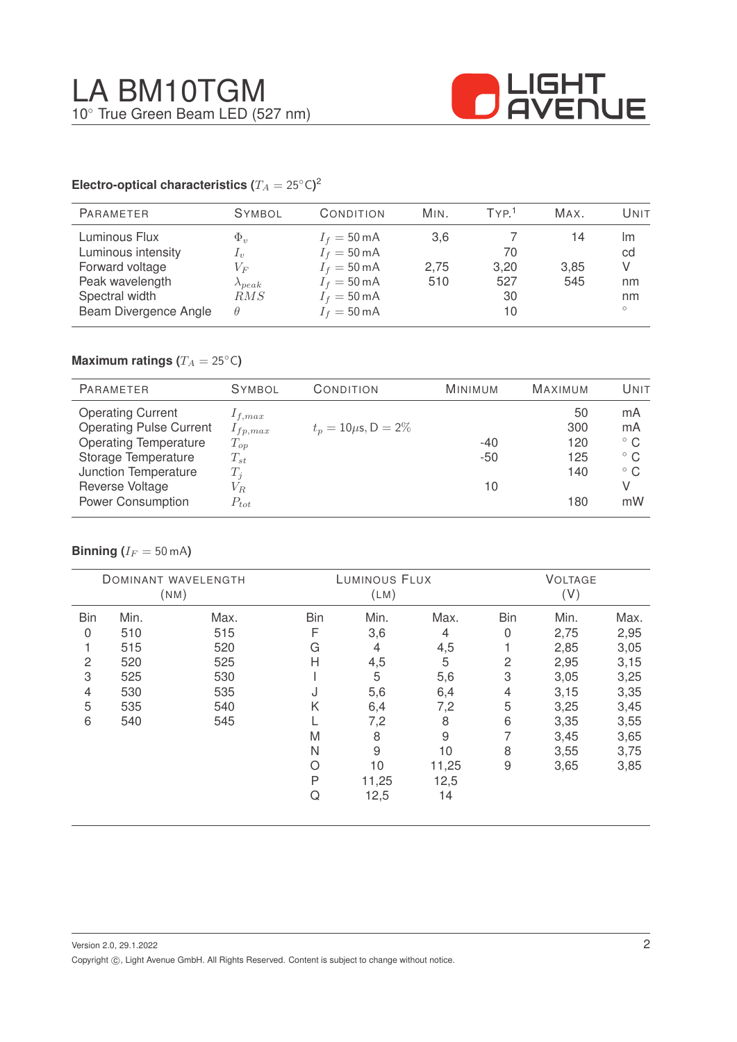# LA BM10TGM

10° True Green Beam LED (527 nm)

### Electro-optical characteristics ($T_A = 25°C$)[2]

| Parameter | Symbol | Condition | Min. | Typ.[1] | Max. | Unit |
|---|---|---|---|---|---|---|
| Luminous Flux | $\Phi_v$ | $I_f = 50\,\text{mA}$ | 3,6 | 7 | 14 | lm |
| Luminous intensity | $I_v$ | $I_f = 50\,\text{mA}$ | | 70 | | cd |
| Forward voltage | $V_F$ | $I_f = 50\,\text{mA}$ | 2,75 | 3,20 | 3,85 | V |
| Peak wavelength | $\lambda_{peak}$ | $I_f = 50\,\text{mA}$ | 510 | 527 | 545 | nm |
| Spectral width | $RMS$ | $I_f = 50\,\text{mA}$ | | 30 | | nm |
| Beam Divergence Angle | $\theta$ | $I_f = 50\,\text{mA}$ | | 10 | | ° |

### Maximum ratings ($T_A = 25°C$)

| Parameter | Symbol | Condition | Minimum | Maximum | Unit |
|---|---|---|---|---|---|
| Operating Current | $I_{f,max}$ | | | 50 | mA |
| Operating Pulse Current | $I_{fp,max}$ | $t_p = 10\mu\text{s}$, D $= 2\%$ | | 300 | mA |
| Operating Temperature | $T_{op}$ | | -40 | 120 | ° C |
| Storage Temperature | $T_{st}$ | | -50 | 125 | ° C |
| Junction Temperature | $T_j$ | | | 140 | ° C |
| Reverse Voltage | $V_R$ | | 10 | | V |
| Power Consumption | $P_{tot}$ | | | 180 | mW |

### Binning ($I_F = 50\,\text{mA}$)

| Dominant wavelength (nm) | | | Luminous Flux (lm) | | | Voltage (V) | | |
|---|---|---|---|---|---|---|---|---|
| Bin | Min. | Max. | Bin | Min. | Max. | Bin | Min. | Max. |
| 0 | 510 | 515 | F | 3,6 | 4 | 0 | 2,75 | 2,95 |
| 1 | 515 | 520 | G | 4 | 4,5 | 1 | 2,85 | 3,05 |
| 2 | 520 | 525 | H | 4,5 | 5 | 2 | 2,95 | 3,15 |
| 3 | 525 | 530 | I | 5 | 5,6 | 3 | 3,05 | 3,25 |
| 4 | 530 | 535 | J | 5,6 | 6,4 | 4 | 3,15 | 3,35 |
| 5 | 535 | 540 | K | 6,4 | 7,2 | 5 | 3,25 | 3,45 |
| 6 | 540 | 545 | L | 7,2 | 8 | 6 | 3,35 | 3,55 |
| | | | M | 8 | 9 | 7 | 3,45 | 3,65 |
| | | | N | 9 | 10 | 8 | 3,55 | 3,75 |
| | | | O | 10 | 11,25 | 9 | 3,65 | 3,85 |
| | | | P | 11,25 | 12,5 | | | |
| | | | Q | 12,5 | 14 | | | |

Version 2.0, 29.1.2022

Copyright ©, Light Avenue GmbH. All Rights Reserved. Content is subject to change without notice.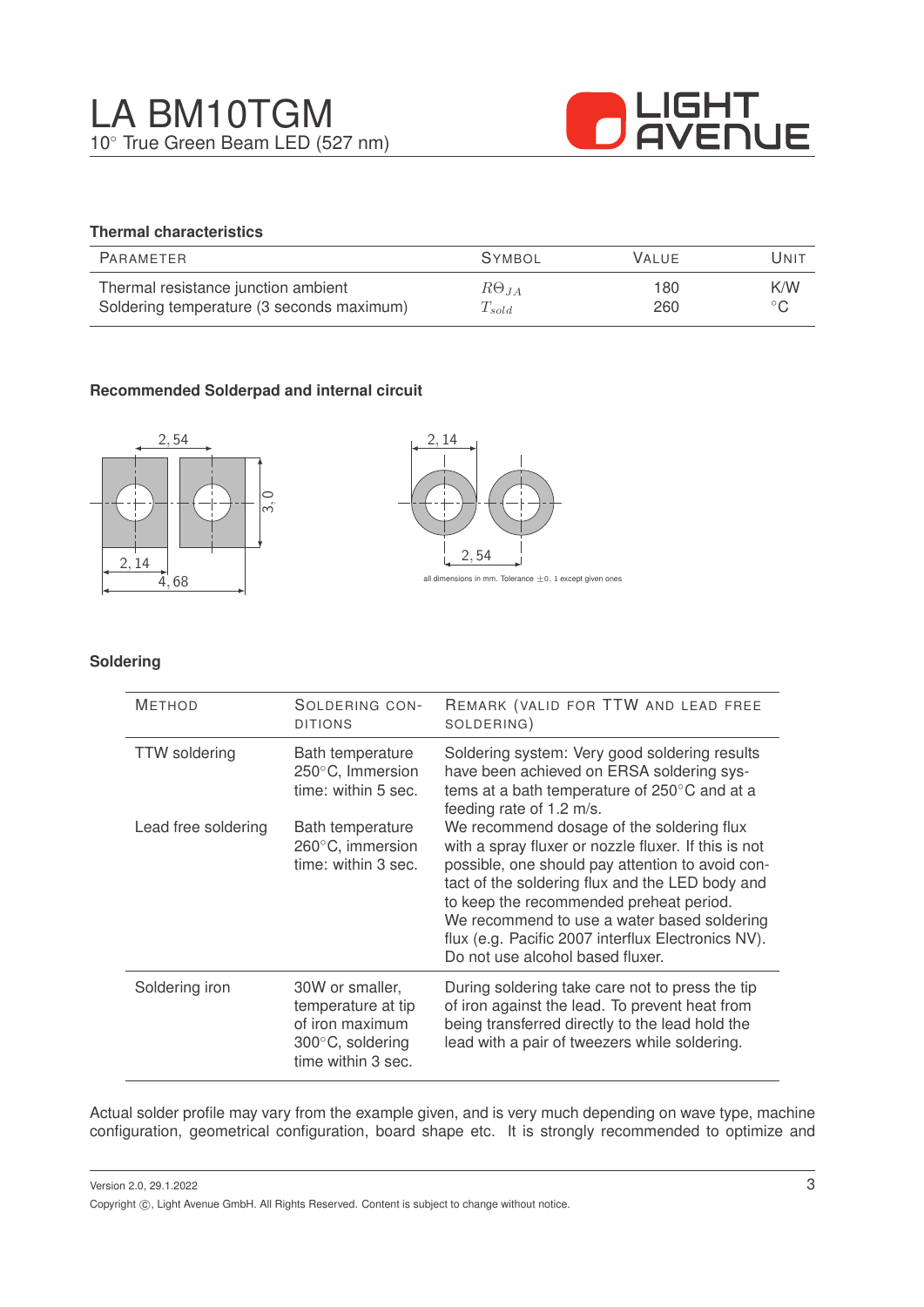# LA BM10TGM

10° True Green Beam LED (527 nm)

### Thermal characteristics

| Parameter | Symbol | Value | Unit |
|---|---|---|---|
| Thermal resistance junction ambient | $R\Theta_{JA}$ | 180 | K/W |
| Soldering temperature (3 seconds maximum) | $T_{sold}$ | 260 | °C |

### Recommended Solderpad and internal circuit

2,54

3,0

2,14

4,68

2,14

2,54

all dimensions in mm. Tolerance ±0,1 except given ones

### Soldering

| Method | Soldering conditions | Remark (valid for TTW and lead free soldering) |
|---|---|---|
| TTW soldering | Bath temperature 250°C, Immersion time: within 5 sec. | Soldering system: Very good soldering results have been achieved on ERSA soldering systems at a bath temperature of 250°C and at a feeding rate of 1.2 m/s. |
| Lead free soldering | Bath temperature 260°C, immersion time: within 3 sec. | We recommend dosage of the soldering flux with a spray fluxer or nozzle fluxer. If this is not possible, one should pay attention to avoid contact of the soldering flux and the LED body and to keep the recommended preheat period. We recommend to use a water based soldering flux (e.g. Pacific 2007 interflux Electronics NV). Do not use alcohol based fluxer. |
| Soldering iron | 30W or smaller, temperature at tip of iron maximum 300°C, soldering time within 3 sec. | During soldering take care not to press the tip of iron against the lead. To prevent heat from being transferred directly to the lead hold the lead with a pair of tweezers while soldering. |

Actual solder profile may vary from the example given, and is very much depending on wave type, machine configuration, geometrical configuration, board shape etc. It is strongly recommended to optimize and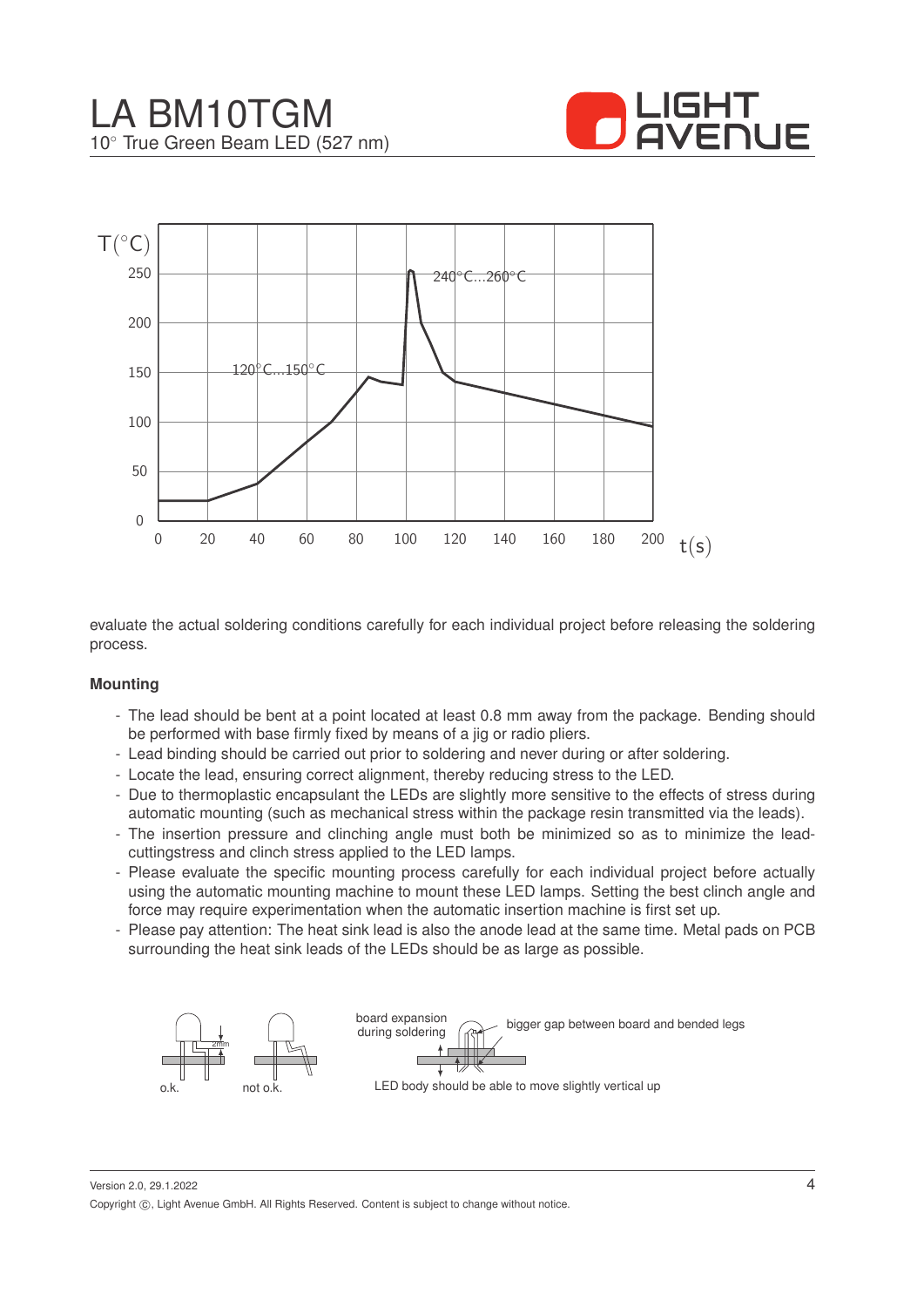evaluate the actual soldering conditions carefully for each individual project before releasing the soldering process.

**Mounting**

- The lead should be bent at a point located at least 0.8 mm away from the package. Bending should be performed with base firmly fixed by means of a jig or radio pliers.
- Lead binding should be carried out prior to soldering and never during or after soldering.
- Locate the lead, ensuring correct alignment, thereby reducing stress to the LED.
- Due to thermoplastic encapsulant the LEDs are slightly more sensitive to the effects of stress during automatic mounting (such as mechanical stress within the package resin transmitted via the leads).
- The insertion pressure and clinching angle must both be minimized so as to minimize the lead-cuttingstress and clinch stress applied to the LED lamps.
- Please evaluate the specific mounting process carefully for each individual project before actually using the automatic mounting machine to mount these LED lamps. Setting the best clinch angle and force may require experimentation when the automatic insertion machine is first set up.
- Please pay attention: The heat sink lead is also the anode lead at the same time. Metal pads on PCB surrounding the heat sink leads of the LEDs should be as large as possible.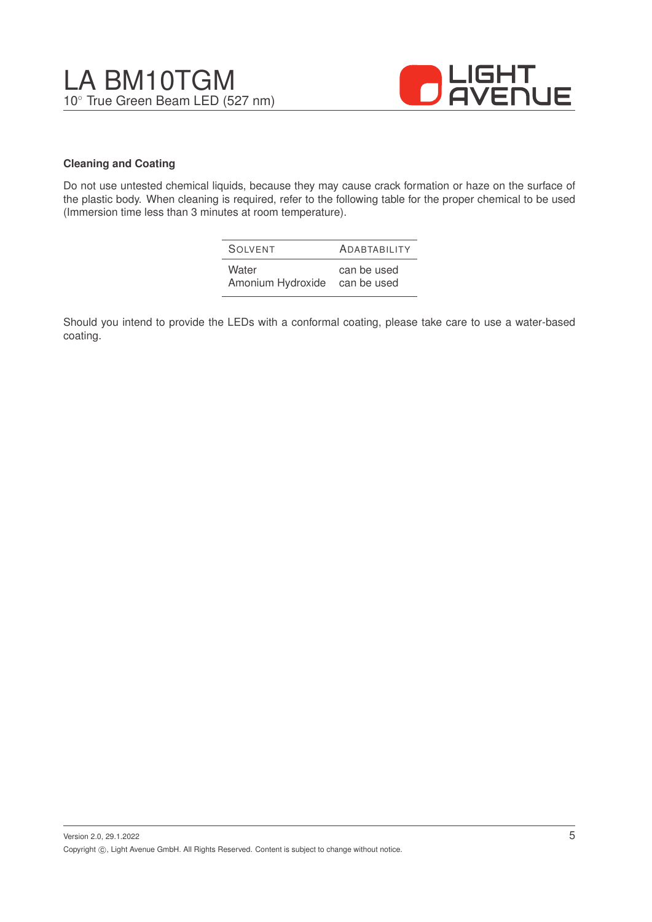**Cleaning and Coating**

Do not use untested chemical liquids, because they may cause crack formation or haze on the surface of the plastic body. When cleaning is required, refer to the following table for the proper chemical to be used (Immersion time less than 3 minutes at room temperature).

| Solvent | Adabtability |
|---|---|
| Water | can be used |
| Amonium Hydroxide | can be used |

Should you intend to provide the LEDs with a conformal coating, please take care to use a water-based coating.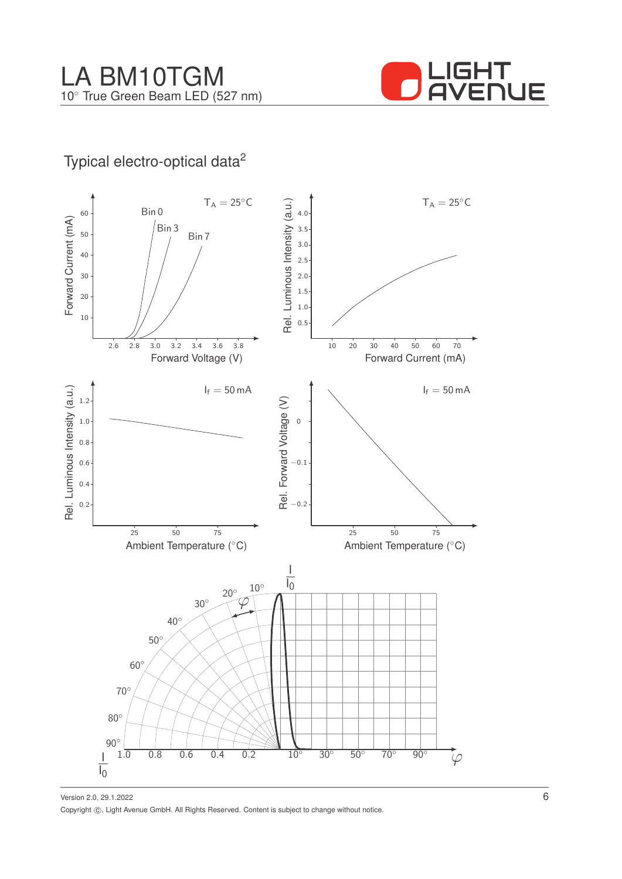## Typical electro-optical data[2]

$T_A = 25°C$

Forward Current (mA)

Bin 0, Bin 3, Bin 7

Forward Voltage (V)

$T_A = 25°C$

Rel. Luminous Intensity (a.u.)

Forward Current (mA)

$I_f = 50\,mA$

Rel. Luminous Intensity (a.u.)

Ambient Temperature (°C)

$I_f = 50\,mA$

Rel. Forward Voltage (V)

Ambient Temperature (°C)

$\frac{I}{I_0}$

$\varphi$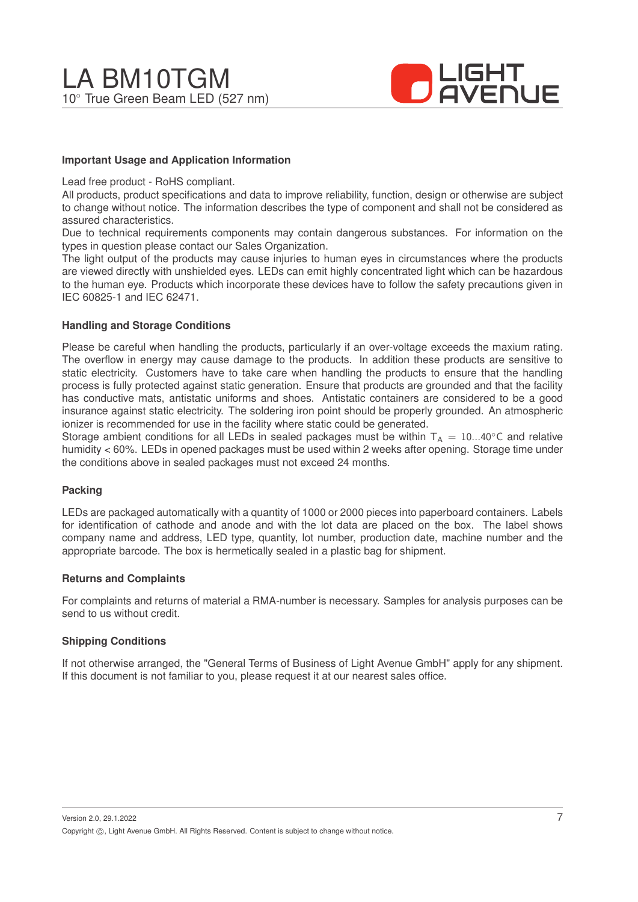# LA BM10TGM

10° True Green Beam LED (527 nm)

### Important Usage and Application Information

Lead free product - RoHS compliant.
All products, product specifications and data to improve reliability, function, design or otherwise are subject to change without notice. The information describes the type of component and shall not be considered as assured characteristics.
Due to technical requirements components may contain dangerous substances. For information on the types in question please contact our Sales Organization.
The light output of the products may cause injuries to human eyes in circumstances where the products are viewed directly with unshielded eyes. LEDs can emit highly concentrated light which can be hazardous to the human eye. Products which incorporate these devices have to follow the safety precautions given in IEC 60825-1 and IEC 62471.

### Handling and Storage Conditions

Please be careful when handling the products, particularly if an over-voltage exceeds the maxium rating. The overflow in energy may cause damage to the products. In addition these products are sensitive to static electricity. Customers have to take care when handling the products to ensure that the handling process is fully protected against static generation. Ensure that products are grounded and that the facility has conductive mats, antistatic uniforms and shoes. Antistatic containers are considered to be a good insurance against static electricity. The soldering iron point should be properly grounded. An atmospheric ionizer is recommended for use in the facility where static could be generated.
Storage ambient conditions for all LEDs in sealed packages must be within $T_A = 10...40°C$ and relative humidity < 60%. LEDs in opened packages must be used within 2 weeks after opening. Storage time under the conditions above in sealed packages must not exceed 24 months.

### Packing

LEDs are packaged automatically with a quantity of 1000 or 2000 pieces into paperboard containers. Labels for identification of cathode and anode and with the lot data are placed on the box. The label shows company name and address, LED type, quantity, lot number, production date, machine number and the appropriate barcode. The box is hermetically sealed in a plastic bag for shipment.

### Returns and Complaints

For complaints and returns of material a RMA-number is necessary. Samples for analysis purposes can be send to us without credit.

### Shipping Conditions

If not otherwise arranged, the "General Terms of Business of Light Avenue GmbH" apply for any shipment. If this document is not familiar to you, please request it at our nearest sales office.

Version 2.0, 29.1.2022

Copyright ©, Light Avenue GmbH. All Rights Reserved. Content is subject to change without notice.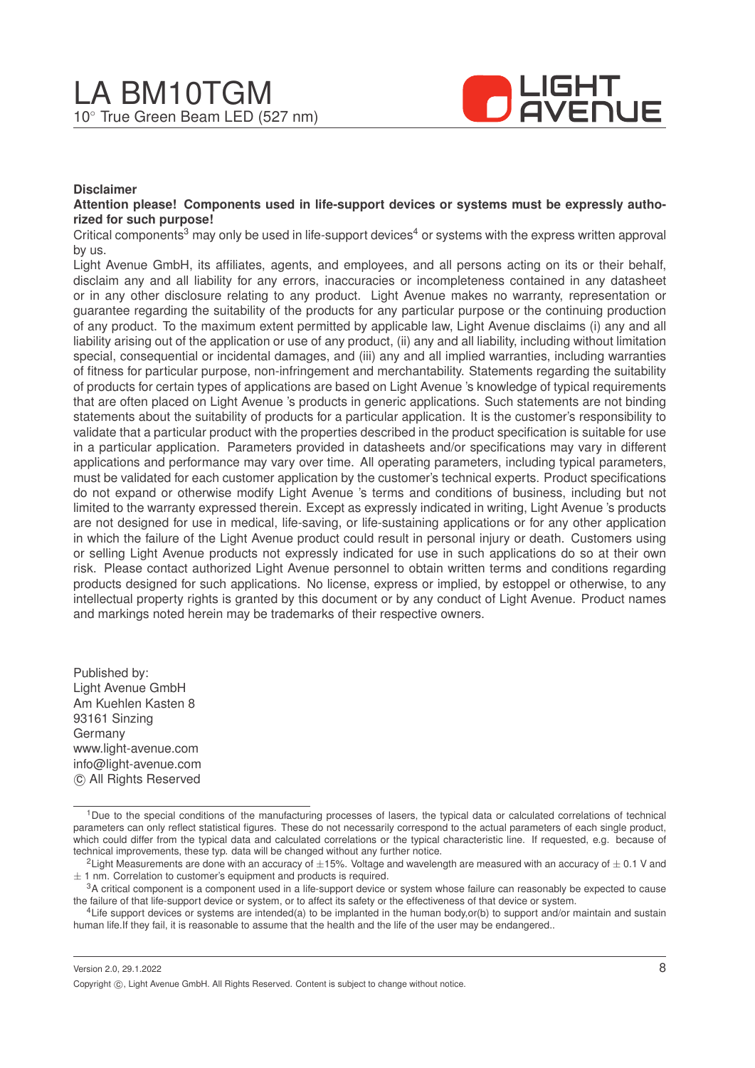**Disclaimer**

**Attention please! Components used in life-support devices or systems must be expressly authorized for such purpose!**

Critical components[3] may only be used in life-support devices[4] or systems with the express written approval by us.

Light Avenue GmbH, its affiliates, agents, and employees, and all persons acting on its or their behalf, disclaim any and all liability for any errors, inaccuracies or incompleteness contained in any datasheet or in any other disclosure relating to any product. Light Avenue makes no warranty, representation or guarantee regarding the suitability of the products for any particular purpose or the continuing production of any product. To the maximum extent permitted by applicable law, Light Avenue disclaims (i) any and all liability arising out of the application or use of any product, (ii) any and all liability, including without limitation special, consequential or incidental damages, and (iii) any and all implied warranties, including warranties of fitness for particular purpose, non-infringement and merchantability. Statements regarding the suitability of products for certain types of applications are based on Light Avenue 's knowledge of typical requirements that are often placed on Light Avenue 's products in generic applications. Such statements are not binding statements about the suitability of products for a particular application. It is the customer's responsibility to validate that a particular product with the properties described in the product specification is suitable for use in a particular application. Parameters provided in datasheets and/or specifications may vary in different applications and performance may vary over time. All operating parameters, including typical parameters, must be validated for each customer application by the customer's technical experts. Product specifications do not expand or otherwise modify Light Avenue 's terms and conditions of business, including but not limited to the warranty expressed therein. Except as expressly indicated in writing, Light Avenue 's products are not designed for use in medical, life-saving, or life-sustaining applications or for any other application in which the failure of the Light Avenue product could result in personal injury or death. Customers using or selling Light Avenue products not expressly indicated for use in such applications do so at their own risk. Please contact authorized Light Avenue personnel to obtain written terms and conditions regarding products designed for such applications. No license, express or implied, by estoppel or otherwise, to any intellectual property rights is granted by this document or by any conduct of Light Avenue. Product names and markings noted herein may be trademarks of their respective owners.

Published by:
Light Avenue GmbH
Am Kuehlen Kasten 8
93161 Sinzing
Germany
www.light-avenue.com
info@light-avenue.com
© All Rights Reserved

---

[1] Due to the special conditions of the manufacturing processes of lasers, the typical data or calculated correlations of technical parameters can only reflect statistical figures. These do not necessarily correspond to the actual parameters of each single product, which could differ from the typical data and calculated correlations or the typical characteristic line. If requested, e.g. because of technical improvements, these typ. data will be changed without any further notice.

[2] Light Measurements are done with an accuracy of $\pm$15%. Voltage and wavelength are measured with an accuracy of $\pm$ 0.1 V and $\pm$ 1 nm. Correlation to customer's equipment and products is required.

[3] A critical component is a component used in a life-support device or system whose failure can reasonably be expected to cause the failure of that life-support device or system, or to affect its safety or the effectiveness of that device or system.

[4] Life support devices or systems are intended(a) to be implanted in the human body,or(b) to support and/or maintain and sustain human life.If they fail, it is reasonable to assume that the health and the life of the user may be endangered..